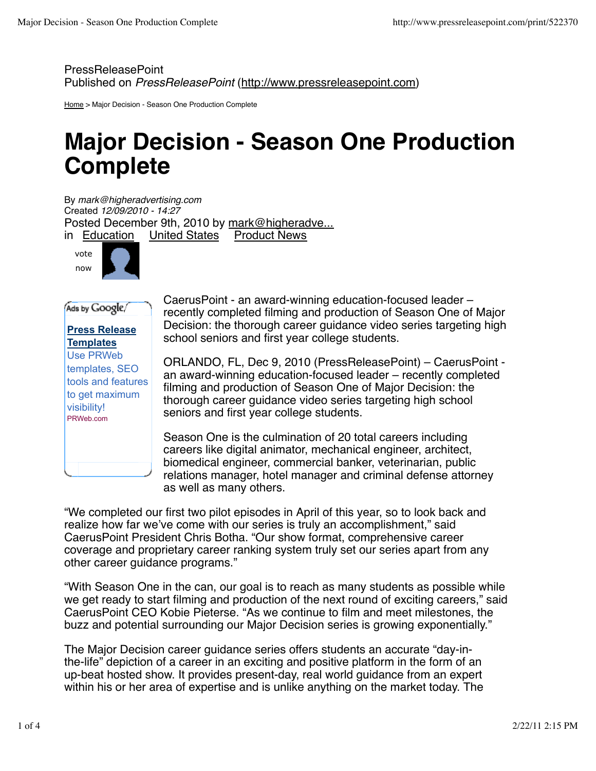PressReleasePoint
Published on *PressReleasePoint* (http://www.pressreleasepoint.com)

Home > Major Decision - Season One Production Complete

# Major Decision - Season One Production Complete

By *mark@higheradvertising.com*
Created *12/09/2010 - 14:27*
Posted December 9th, 2010 by mark@higheradve...
in Education United States Product News

vote now

Ads by Google

**Press Release Templates**
Use PRWeb templates, SEO tools and features to get maximum visibility!
PRWeb.com

CaerusPoint - an award-winning education-focused leader – recently completed filming and production of Season One of Major Decision: the thorough career guidance video series targeting high school seniors and first year college students.

ORLANDO, FL, Dec 9, 2010 (PressReleasePoint) – CaerusPoint - an award-winning education-focused leader – recently completed filming and production of Season One of Major Decision: the thorough career guidance video series targeting high school seniors and first year college students.

Season One is the culmination of 20 total careers including careers like digital animator, mechanical engineer, architect, biomedical engineer, commercial banker, veterinarian, public relations manager, hotel manager and criminal defense attorney as well as many others.

“We completed our first two pilot episodes in April of this year, so to look back and realize how far we’ve come with our series is truly an accomplishment,” said CaerusPoint President Chris Botha. “Our show format, comprehensive career coverage and proprietary career ranking system truly set our series apart from any other career guidance programs.”

“With Season One in the can, our goal is to reach as many students as possible while we get ready to start filming and production of the next round of exciting careers,” said CaerusPoint CEO Kobie Pieterse. “As we continue to film and meet milestones, the buzz and potential surrounding our Major Decision series is growing exponentially.”

The Major Decision career guidance series offers students an accurate “day-in-the-life” depiction of a career in an exciting and positive platform in the form of an up-beat hosted show. It provides present-day, real world guidance from an expert within his or her area of expertise and is unlike anything on the market today. The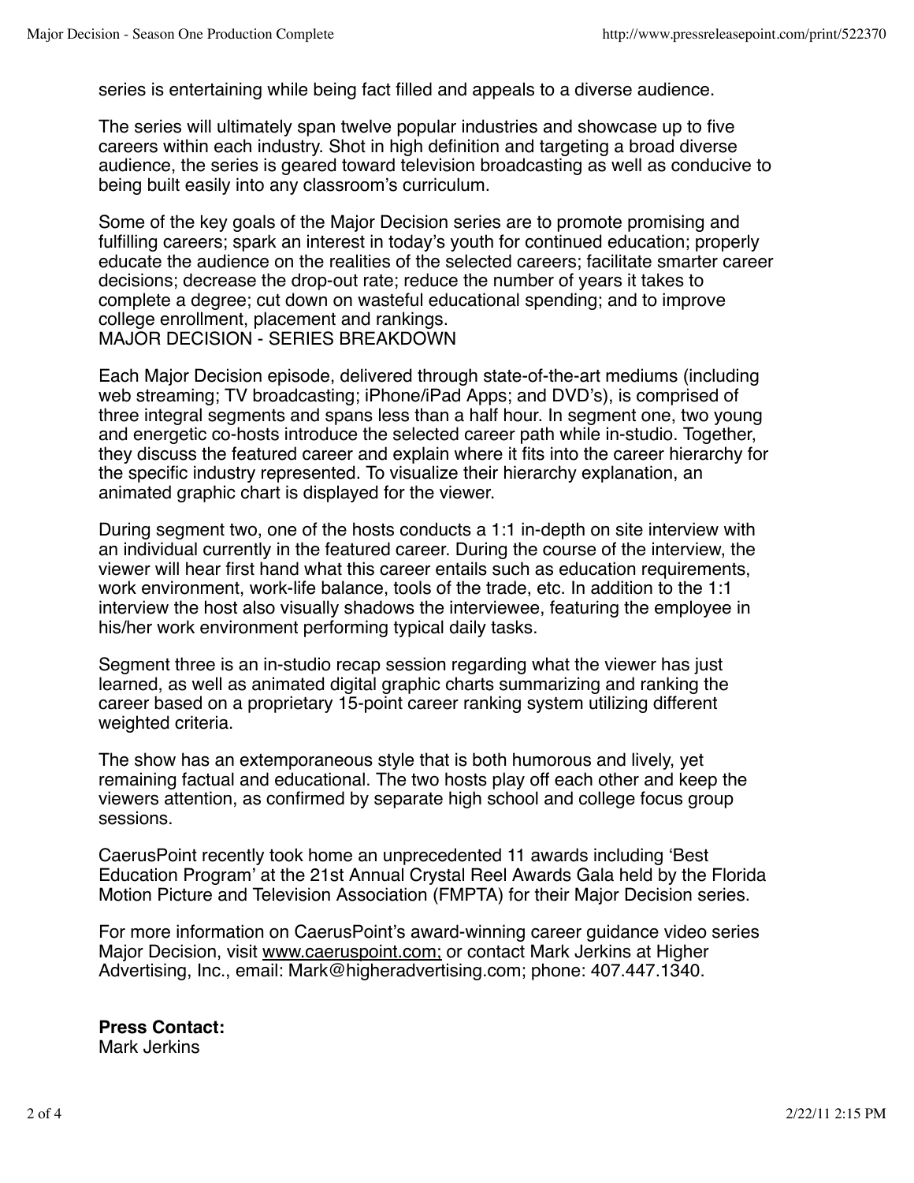series is entertaining while being fact filled and appeals to a diverse audience.

The series will ultimately span twelve popular industries and showcase up to five careers within each industry. Shot in high definition and targeting a broad diverse audience, the series is geared toward television broadcasting as well as conducive to being built easily into any classroom's curriculum.

Some of the key goals of the Major Decision series are to promote promising and fulfilling careers; spark an interest in today's youth for continued education; properly educate the audience on the realities of the selected careers; facilitate smarter career decisions; decrease the drop-out rate; reduce the number of years it takes to complete a degree; cut down on wasteful educational spending; and to improve college enrollment, placement and rankings.
MAJOR DECISION - SERIES BREAKDOWN

Each Major Decision episode, delivered through state-of-the-art mediums (including web streaming; TV broadcasting; iPhone/iPad Apps; and DVD's), is comprised of three integral segments and spans less than a half hour. In segment one, two young and energetic co-hosts introduce the selected career path while in-studio. Together, they discuss the featured career and explain where it fits into the career hierarchy for the specific industry represented. To visualize their hierarchy explanation, an animated graphic chart is displayed for the viewer.

During segment two, one of the hosts conducts a 1:1 in-depth on site interview with an individual currently in the featured career. During the course of the interview, the viewer will hear first hand what this career entails such as education requirements, work environment, work-life balance, tools of the trade, etc. In addition to the 1:1 interview the host also visually shadows the interviewee, featuring the employee in his/her work environment performing typical daily tasks.

Segment three is an in-studio recap session regarding what the viewer has just learned, as well as animated digital graphic charts summarizing and ranking the career based on a proprietary 15-point career ranking system utilizing different weighted criteria.

The show has an extemporaneous style that is both humorous and lively, yet remaining factual and educational. The two hosts play off each other and keep the viewers attention, as confirmed by separate high school and college focus group sessions.

CaerusPoint recently took home an unprecedented 11 awards including 'Best Education Program' at the 21st Annual Crystal Reel Awards Gala held by the Florida Motion Picture and Television Association (FMPTA) for their Major Decision series.

For more information on CaerusPoint's award-winning career guidance video series Major Decision, visit www.caeruspoint.com; or contact Mark Jerkins at Higher Advertising, Inc., email: Mark@higheradvertising.com; phone: 407.447.1340.

**Press Contact:**
Mark Jerkins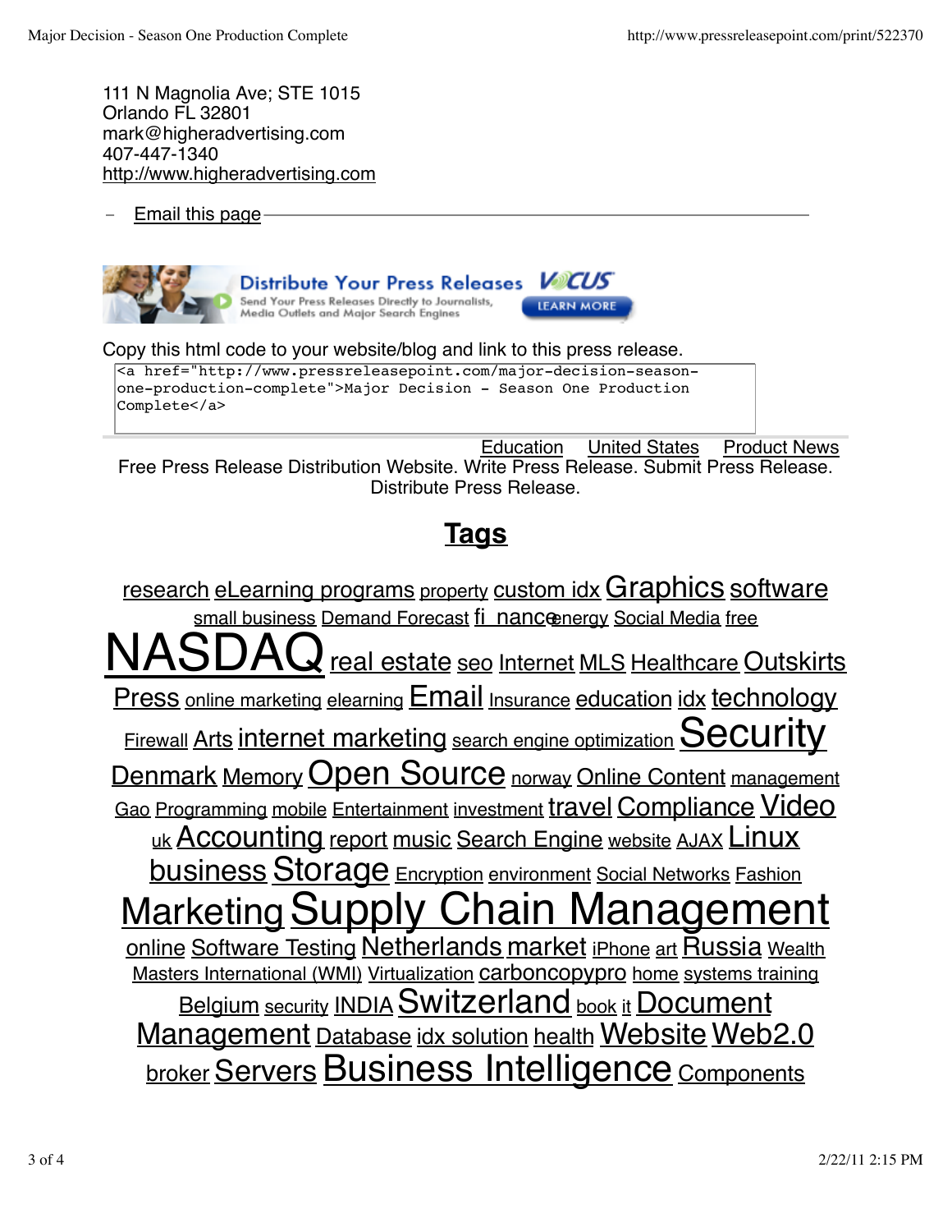111 N Magnolia Ave; STE 1015
Orlando FL 32801
mark@higheradvertising.com
407-447-1340
http://www.higheradvertising.com

- Email this page

Copy this html code to your website/blog and link to this press release.

```
<a href="http://www.pressreleasepoint.com/major-decision-season-one-production-complete">Major Decision - Season One Production Complete</a>
```

Education United States Product News

Free Press Release Distribution Website. Write Press Release. Submit Press Release. Distribute Press Release.

## Tags

research eLearning programs property custom idx Graphics software small business Demand Forecast finance energy Social Media free NASDAQ real estate seo Internet MLS Healthcare Outskirts Press online marketing elearning Email Insurance education idx technology Firewall Arts internet marketing search engine optimization Security Denmark Memory Open Source norway Online Content management Gao Programming mobile Entertainment investment travel Compliance Video uk Accounting report music Search Engine website AJAX Linux business Storage Encryption environment Social Networks Fashion Marketing Supply Chain Management online Software Testing Netherlands market iPhone art Russia Wealth Masters International (WMI) Virtualization carboncopypro home systems training Belgium security INDIA Switzerland book it Document Management Database idx solution health Website Web2.0 broker Servers Business Intelligence Components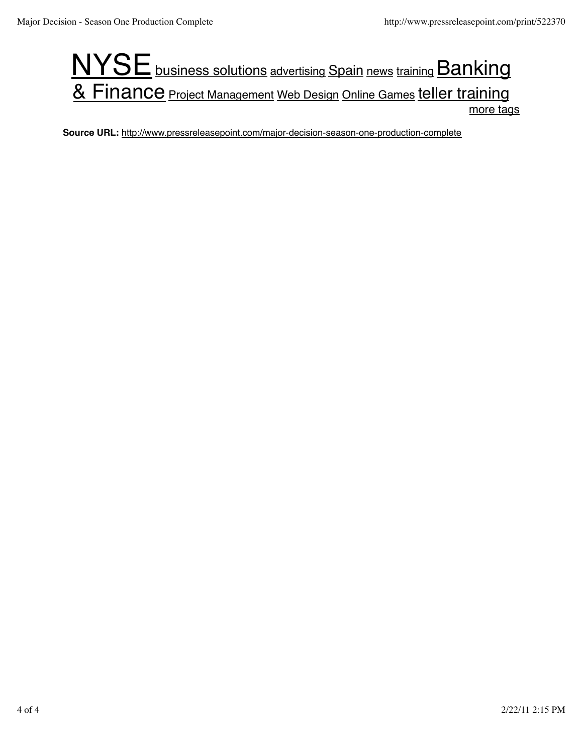NYSE business solutions advertising Spain news training Banking & Finance Project Management Web Design Online Games teller training

more tags

**Source URL:** http://www.pressreleasepoint.com/major-decision-season-one-production-complete